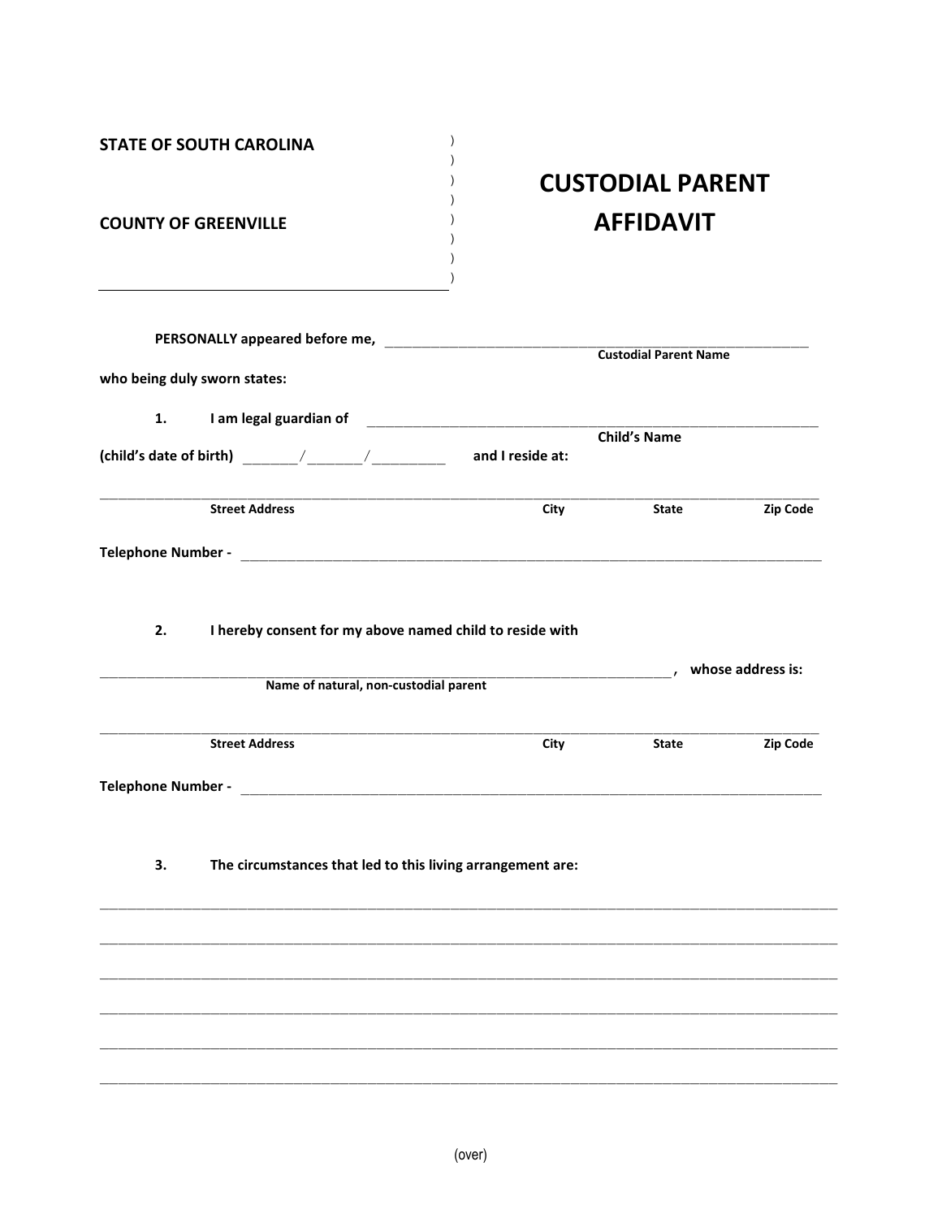**STATE OF SOUTH CAROLINA** )
)
)
)
**COUNTY OF GREENVILLE** )
)
)
______________________________________ )

# CUSTODIAL PARENT AFFIDAVIT

**PERSONALLY appeared before me,** ____________________________________________
**Custodial Parent Name**

**who being duly sworn states:**

**1. I am legal guardian of** ____________________________________________
**Child's Name**

**(child's date of birth)** _______/_______/_________ **and I reside at:**

________________________________________________________________________________
**Street Address** **City** **State** **Zip Code**

**Telephone Number -** ____________________________________________________________

**2. I hereby consent for my above named child to reside with**

__________________________________________________________________ **, whose address is:**
**Name of natural, non-custodial parent**

________________________________________________________________________________
**Street Address** **City** **State** **Zip Code**

**Telephone Number -** ____________________________________________________________

**3. The circumstances that led to this living arrangement are:**

________________________________________________________________________________

________________________________________________________________________________

________________________________________________________________________________

________________________________________________________________________________

________________________________________________________________________________

________________________________________________________________________________

(over)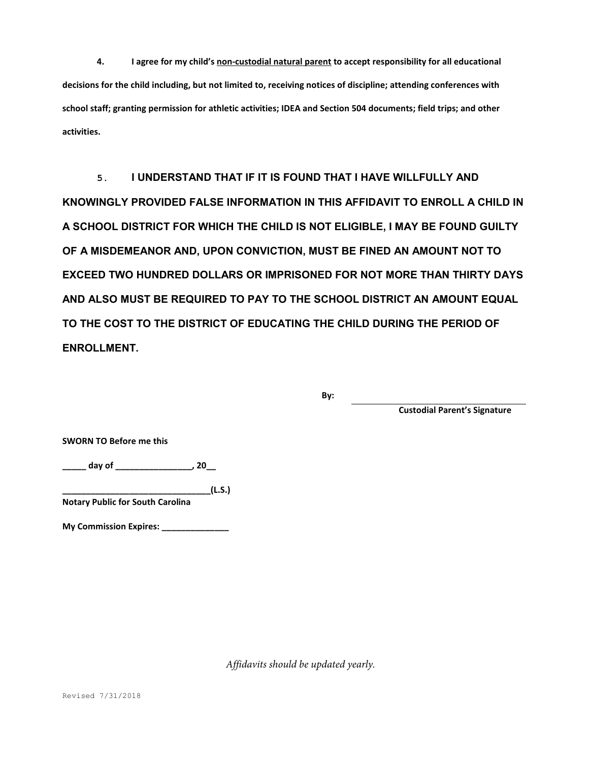**4. I agree for my child's <u>non-custodial natural parent</u> to accept responsibility for all educational decisions for the child including, but not limited to, receiving notices of discipline; attending conferences with school staff; granting permission for athletic activities; IDEA and Section 504 documents; field trips; and other activities.**

5. **I UNDERSTAND THAT IF IT IS FOUND THAT I HAVE WILLFULLY AND KNOWINGLY PROVIDED FALSE INFORMATION IN THIS AFFIDAVIT TO ENROLL A CHILD IN A SCHOOL DISTRICT FOR WHICH THE CHILD IS NOT ELIGIBLE, I MAY BE FOUND GUILTY OF A MISDEMEANOR AND, UPON CONVICTION, MUST BE FINED AN AMOUNT NOT TO EXCEED TWO HUNDRED DOLLARS OR IMPRISONED FOR NOT MORE THAN THIRTY DAYS AND ALSO MUST BE REQUIRED TO PAY TO THE SCHOOL DISTRICT AN AMOUNT EQUAL TO THE COST TO THE DISTRICT OF EDUCATING THE CHILD DURING THE PERIOD OF ENROLLMENT.**

**By:** ______________________________
**Custodial Parent's Signature**

**SWORN TO Before me this**

**_____ day of ________________, 20__**

**______________________________(L.S.)**
**Notary Public for South Carolina**

**My Commission Expires: ______________**

*Affidavits should be updated yearly.*

Revised 7/31/2018